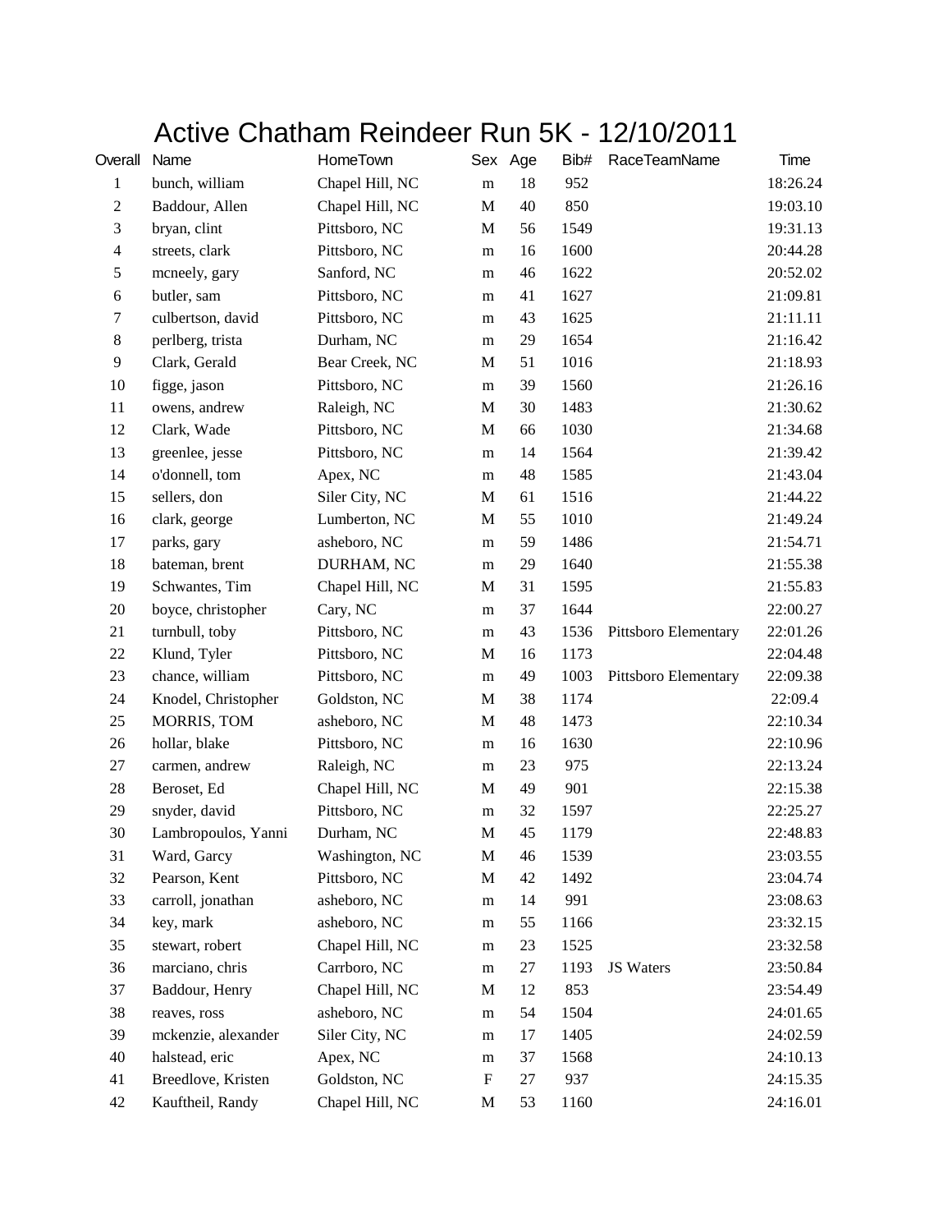# Active Chatham Reindeer Run 5K - 12/10/2011

| Overall | Name | HomeTown | Sex | Age | Bib# | RaceTeamName | Time |
|---|---|---|---|---|---|---|---|
| 1 | bunch, william | Chapel Hill, NC | m | 18 | 952 | | 18:26.24 |
| 2 | Baddour, Allen | Chapel Hill, NC | M | 40 | 850 | | 19:03.10 |
| 3 | bryan, clint | Pittsboro, NC | M | 56 | 1549 | | 19:31.13 |
| 4 | streets, clark | Pittsboro, NC | m | 16 | 1600 | | 20:44.28 |
| 5 | mcneely, gary | Sanford, NC | m | 46 | 1622 | | 20:52.02 |
| 6 | butler, sam | Pittsboro, NC | m | 41 | 1627 | | 21:09.81 |
| 7 | culbertson, david | Pittsboro, NC | m | 43 | 1625 | | 21:11.11 |
| 8 | perlberg, trista | Durham, NC | m | 29 | 1654 | | 21:16.42 |
| 9 | Clark, Gerald | Bear Creek, NC | M | 51 | 1016 | | 21:18.93 |
| 10 | figge, jason | Pittsboro, NC | m | 39 | 1560 | | 21:26.16 |
| 11 | owens, andrew | Raleigh, NC | M | 30 | 1483 | | 21:30.62 |
| 12 | Clark, Wade | Pittsboro, NC | M | 66 | 1030 | | 21:34.68 |
| 13 | greenlee, jesse | Pittsboro, NC | m | 14 | 1564 | | 21:39.42 |
| 14 | o'donnell, tom | Apex, NC | m | 48 | 1585 | | 21:43.04 |
| 15 | sellers, don | Siler City, NC | M | 61 | 1516 | | 21:44.22 |
| 16 | clark, george | Lumberton, NC | M | 55 | 1010 | | 21:49.24 |
| 17 | parks, gary | asheboro, NC | m | 59 | 1486 | | 21:54.71 |
| 18 | bateman, brent | DURHAM, NC | m | 29 | 1640 | | 21:55.38 |
| 19 | Schwantes, Tim | Chapel Hill, NC | M | 31 | 1595 | | 21:55.83 |
| 20 | boyce, christopher | Cary, NC | m | 37 | 1644 | | 22:00.27 |
| 21 | turnbull, toby | Pittsboro, NC | m | 43 | 1536 | Pittsboro Elementary | 22:01.26 |
| 22 | Klund, Tyler | Pittsboro, NC | M | 16 | 1173 | | 22:04.48 |
| 23 | chance, william | Pittsboro, NC | m | 49 | 1003 | Pittsboro Elementary | 22:09.38 |
| 24 | Knodel, Christopher | Goldston, NC | M | 38 | 1174 | | 22:09.4 |
| 25 | MORRIS, TOM | asheboro, NC | M | 48 | 1473 | | 22:10.34 |
| 26 | hollar, blake | Pittsboro, NC | m | 16 | 1630 | | 22:10.96 |
| 27 | carmen, andrew | Raleigh, NC | m | 23 | 975 | | 22:13.24 |
| 28 | Beroset, Ed | Chapel Hill, NC | M | 49 | 901 | | 22:15.38 |
| 29 | snyder, david | Pittsboro, NC | m | 32 | 1597 | | 22:25.27 |
| 30 | Lambropoulos, Yanni | Durham, NC | M | 45 | 1179 | | 22:48.83 |
| 31 | Ward, Garcy | Washington, NC | M | 46 | 1539 | | 23:03.55 |
| 32 | Pearson, Kent | Pittsboro, NC | M | 42 | 1492 | | 23:04.74 |
| 33 | carroll, jonathan | asheboro, NC | m | 14 | 991 | | 23:08.63 |
| 34 | key, mark | asheboro, NC | m | 55 | 1166 | | 23:32.15 |
| 35 | stewart, robert | Chapel Hill, NC | m | 23 | 1525 | | 23:32.58 |
| 36 | marciano, chris | Carrboro, NC | m | 27 | 1193 | JS Waters | 23:50.84 |
| 37 | Baddour, Henry | Chapel Hill, NC | M | 12 | 853 | | 23:54.49 |
| 38 | reaves, ross | asheboro, NC | m | 54 | 1504 | | 24:01.65 |
| 39 | mckenzie, alexander | Siler City, NC | m | 17 | 1405 | | 24:02.59 |
| 40 | halstead, eric | Apex, NC | m | 37 | 1568 | | 24:10.13 |
| 41 | Breedlove, Kristen | Goldston, NC | F | 27 | 937 | | 24:15.35 |
| 42 | Kauftheil, Randy | Chapel Hill, NC | M | 53 | 1160 | | 24:16.01 |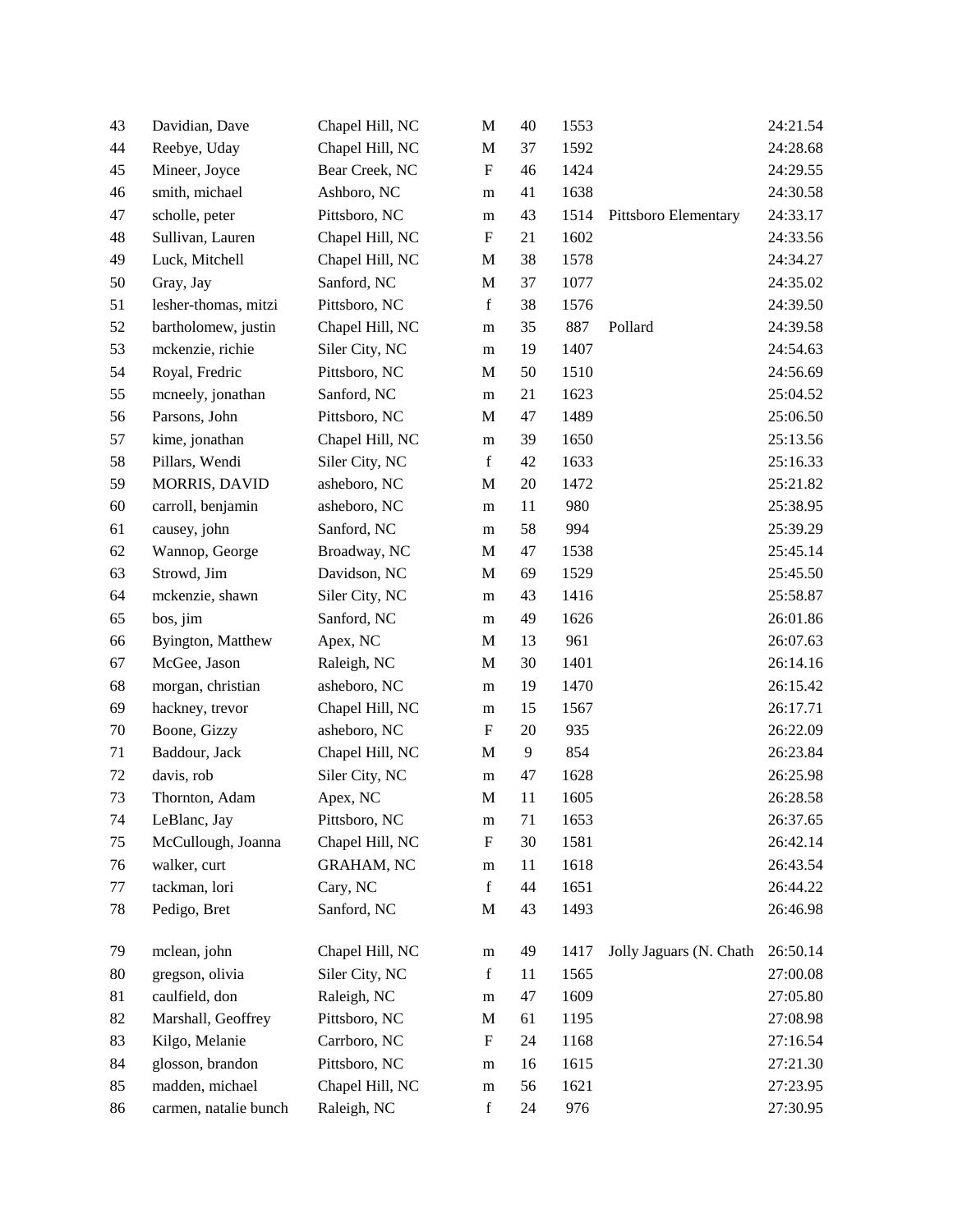| | | | | | | | |
|---|---|---|---|---|---|---|---|
| 43 | Davidian, Dave | Chapel Hill, NC | M | 40 | 1553 | | 24:21.54 |
| 44 | Reebye, Uday | Chapel Hill, NC | M | 37 | 1592 | | 24:28.68 |
| 45 | Mineer, Joyce | Bear Creek, NC | F | 46 | 1424 | | 24:29.55 |
| 46 | smith, michael | Ashboro, NC | m | 41 | 1638 | | 24:30.58 |
| 47 | scholle, peter | Pittsboro, NC | m | 43 | 1514 | Pittsboro Elementary | 24:33.17 |
| 48 | Sullivan, Lauren | Chapel Hill, NC | F | 21 | 1602 | | 24:33.56 |
| 49 | Luck, Mitchell | Chapel Hill, NC | M | 38 | 1578 | | 24:34.27 |
| 50 | Gray, Jay | Sanford, NC | M | 37 | 1077 | | 24:35.02 |
| 51 | lesher-thomas, mitzi | Pittsboro, NC | f | 38 | 1576 | | 24:39.50 |
| 52 | bartholomew, justin | Chapel Hill, NC | m | 35 | 887 | Pollard | 24:39.58 |
| 53 | mckenzie, richie | Siler City, NC | m | 19 | 1407 | | 24:54.63 |
| 54 | Royal, Fredric | Pittsboro, NC | M | 50 | 1510 | | 24:56.69 |
| 55 | mcneely, jonathan | Sanford, NC | m | 21 | 1623 | | 25:04.52 |
| 56 | Parsons, John | Pittsboro, NC | M | 47 | 1489 | | 25:06.50 |
| 57 | kime, jonathan | Chapel Hill, NC | m | 39 | 1650 | | 25:13.56 |
| 58 | Pillars, Wendi | Siler City, NC | f | 42 | 1633 | | 25:16.33 |
| 59 | MORRIS, DAVID | asheboro, NC | M | 20 | 1472 | | 25:21.82 |
| 60 | carroll, benjamin | asheboro, NC | m | 11 | 980 | | 25:38.95 |
| 61 | causey, john | Sanford, NC | m | 58 | 994 | | 25:39.29 |
| 62 | Wannop, George | Broadway, NC | M | 47 | 1538 | | 25:45.14 |
| 63 | Strowd, Jim | Davidson, NC | M | 69 | 1529 | | 25:45.50 |
| 64 | mckenzie, shawn | Siler City, NC | m | 43 | 1416 | | 25:58.87 |
| 65 | bos, jim | Sanford, NC | m | 49 | 1626 | | 26:01.86 |
| 66 | Byington, Matthew | Apex, NC | M | 13 | 961 | | 26:07.63 |
| 67 | McGee, Jason | Raleigh, NC | M | 30 | 1401 | | 26:14.16 |
| 68 | morgan, christian | asheboro, NC | m | 19 | 1470 | | 26:15.42 |
| 69 | hackney, trevor | Chapel Hill, NC | m | 15 | 1567 | | 26:17.71 |
| 70 | Boone, Gizzy | asheboro, NC | F | 20 | 935 | | 26:22.09 |
| 71 | Baddour, Jack | Chapel Hill, NC | M | 9 | 854 | | 26:23.84 |
| 72 | davis, rob | Siler City, NC | m | 47 | 1628 | | 26:25.98 |
| 73 | Thornton, Adam | Apex, NC | M | 11 | 1605 | | 26:28.58 |
| 74 | LeBlanc, Jay | Pittsboro, NC | m | 71 | 1653 | | 26:37.65 |
| 75 | McCullough, Joanna | Chapel Hill, NC | F | 30 | 1581 | | 26:42.14 |
| 76 | walker, curt | GRAHAM, NC | m | 11 | 1618 | | 26:43.54 |
| 77 | tackman, lori | Cary, NC | f | 44 | 1651 | | 26:44.22 |
| 78 | Pedigo, Bret | Sanford, NC | M | 43 | 1493 | | 26:46.98 |
| 79 | mclean, john | Chapel Hill, NC | m | 49 | 1417 | Jolly Jaguars (N. Chath | 26:50.14 |
| 80 | gregson, olivia | Siler City, NC | f | 11 | 1565 | | 27:00.08 |
| 81 | caulfield, don | Raleigh, NC | m | 47 | 1609 | | 27:05.80 |
| 82 | Marshall, Geoffrey | Pittsboro, NC | M | 61 | 1195 | | 27:08.98 |
| 83 | Kilgo, Melanie | Carrboro, NC | F | 24 | 1168 | | 27:16.54 |
| 84 | glosson, brandon | Pittsboro, NC | m | 16 | 1615 | | 27:21.30 |
| 85 | madden, michael | Chapel Hill, NC | m | 56 | 1621 | | 27:23.95 |
| 86 | carmen, natalie bunch | Raleigh, NC | f | 24 | 976 | | 27:30.95 |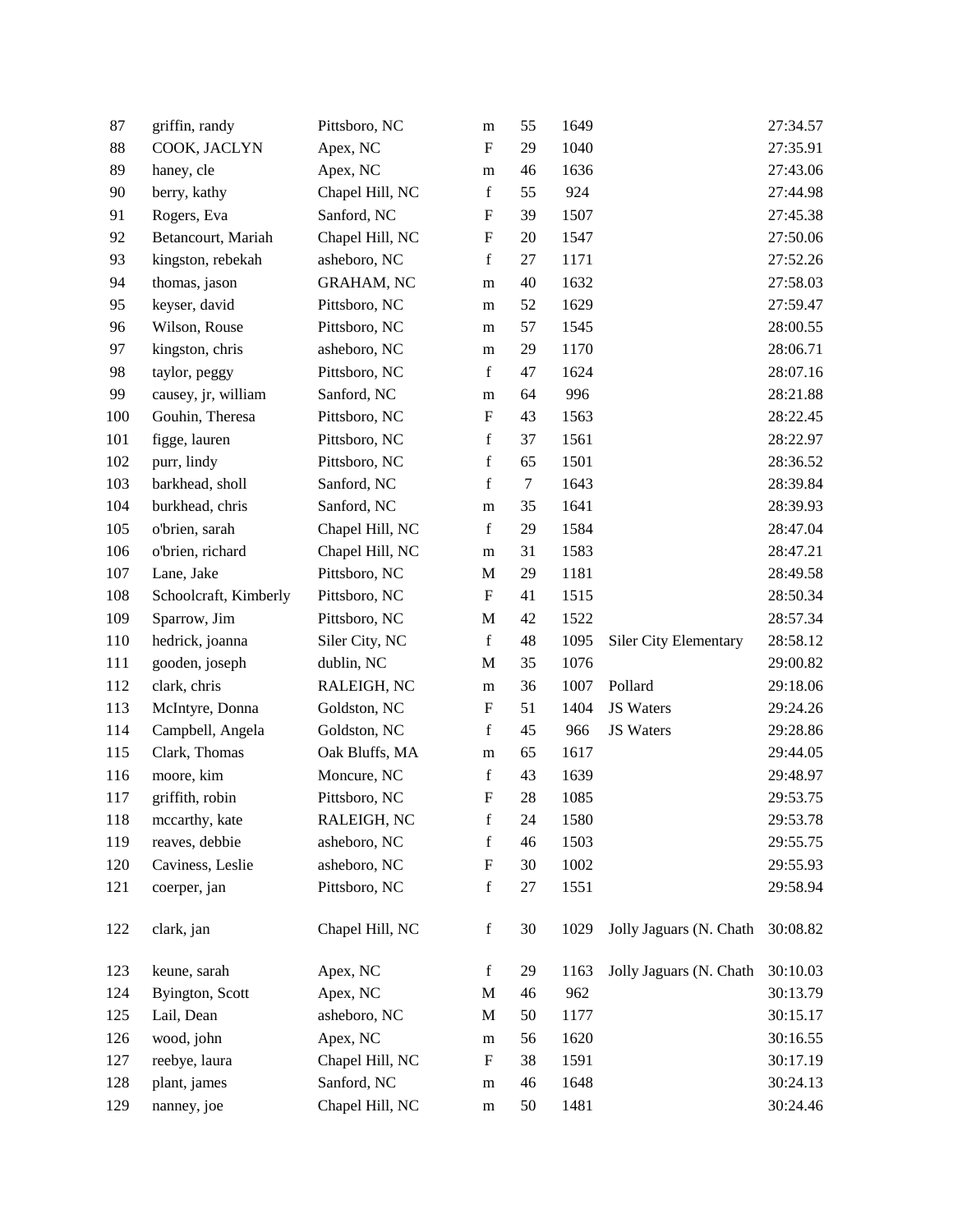| | | | | | | | |
|---|---|---|---|---|---|---|---|
| 87 | griffin, randy | Pittsboro, NC | m | 55 | 1649 | | 27:34.57 |
| 88 | COOK, JACLYN | Apex, NC | F | 29 | 1040 | | 27:35.91 |
| 89 | haney, cle | Apex, NC | m | 46 | 1636 | | 27:43.06 |
| 90 | berry, kathy | Chapel Hill, NC | f | 55 | 924 | | 27:44.98 |
| 91 | Rogers, Eva | Sanford, NC | F | 39 | 1507 | | 27:45.38 |
| 92 | Betancourt, Mariah | Chapel Hill, NC | F | 20 | 1547 | | 27:50.06 |
| 93 | kingston, rebekah | asheboro, NC | f | 27 | 1171 | | 27:52.26 |
| 94 | thomas, jason | GRAHAM, NC | m | 40 | 1632 | | 27:58.03 |
| 95 | keyser, david | Pittsboro, NC | m | 52 | 1629 | | 27:59.47 |
| 96 | Wilson, Rouse | Pittsboro, NC | m | 57 | 1545 | | 28:00.55 |
| 97 | kingston, chris | asheboro, NC | m | 29 | 1170 | | 28:06.71 |
| 98 | taylor, peggy | Pittsboro, NC | f | 47 | 1624 | | 28:07.16 |
| 99 | causey, jr, william | Sanford, NC | m | 64 | 996 | | 28:21.88 |
| 100 | Gouhin, Theresa | Pittsboro, NC | F | 43 | 1563 | | 28:22.45 |
| 101 | figge, lauren | Pittsboro, NC | f | 37 | 1561 | | 28:22.97 |
| 102 | purr, lindy | Pittsboro, NC | f | 65 | 1501 | | 28:36.52 |
| 103 | barkhead, sholl | Sanford, NC | f | 7 | 1643 | | 28:39.84 |
| 104 | burkhead, chris | Sanford, NC | m | 35 | 1641 | | 28:39.93 |
| 105 | o'brien, sarah | Chapel Hill, NC | f | 29 | 1584 | | 28:47.04 |
| 106 | o'brien, richard | Chapel Hill, NC | m | 31 | 1583 | | 28:47.21 |
| 107 | Lane, Jake | Pittsboro, NC | M | 29 | 1181 | | 28:49.58 |
| 108 | Schoolcraft, Kimberly | Pittsboro, NC | F | 41 | 1515 | | 28:50.34 |
| 109 | Sparrow, Jim | Pittsboro, NC | M | 42 | 1522 | | 28:57.34 |
| 110 | hedrick, joanna | Siler City, NC | f | 48 | 1095 | Siler City Elementary | 28:58.12 |
| 111 | gooden, joseph | dublin, NC | M | 35 | 1076 | | 29:00.82 |
| 112 | clark, chris | RALEIGH, NC | m | 36 | 1007 | Pollard | 29:18.06 |
| 113 | McIntyre, Donna | Goldston, NC | F | 51 | 1404 | JS Waters | 29:24.26 |
| 114 | Campbell, Angela | Goldston, NC | f | 45 | 966 | JS Waters | 29:28.86 |
| 115 | Clark, Thomas | Oak Bluffs, MA | m | 65 | 1617 | | 29:44.05 |
| 116 | moore, kim | Moncure, NC | f | 43 | 1639 | | 29:48.97 |
| 117 | griffith, robin | Pittsboro, NC | F | 28 | 1085 | | 29:53.75 |
| 118 | mccarthy, kate | RALEIGH, NC | f | 24 | 1580 | | 29:53.78 |
| 119 | reaves, debbie | asheboro, NC | f | 46 | 1503 | | 29:55.75 |
| 120 | Caviness, Leslie | asheboro, NC | F | 30 | 1002 | | 29:55.93 |
| 121 | coerper, jan | Pittsboro, NC | f | 27 | 1551 | | 29:58.94 |
| 122 | clark, jan | Chapel Hill, NC | f | 30 | 1029 | Jolly Jaguars (N. Chath | 30:08.82 |
| 123 | keune, sarah | Apex, NC | f | 29 | 1163 | Jolly Jaguars (N. Chath | 30:10.03 |
| 124 | Byington, Scott | Apex, NC | M | 46 | 962 | | 30:13.79 |
| 125 | Lail, Dean | asheboro, NC | M | 50 | 1177 | | 30:15.17 |
| 126 | wood, john | Apex, NC | m | 56 | 1620 | | 30:16.55 |
| 127 | reebye, laura | Chapel Hill, NC | F | 38 | 1591 | | 30:17.19 |
| 128 | plant, james | Sanford, NC | m | 46 | 1648 | | 30:24.13 |
| 129 | nanney, joe | Chapel Hill, NC | m | 50 | 1481 | | 30:24.46 |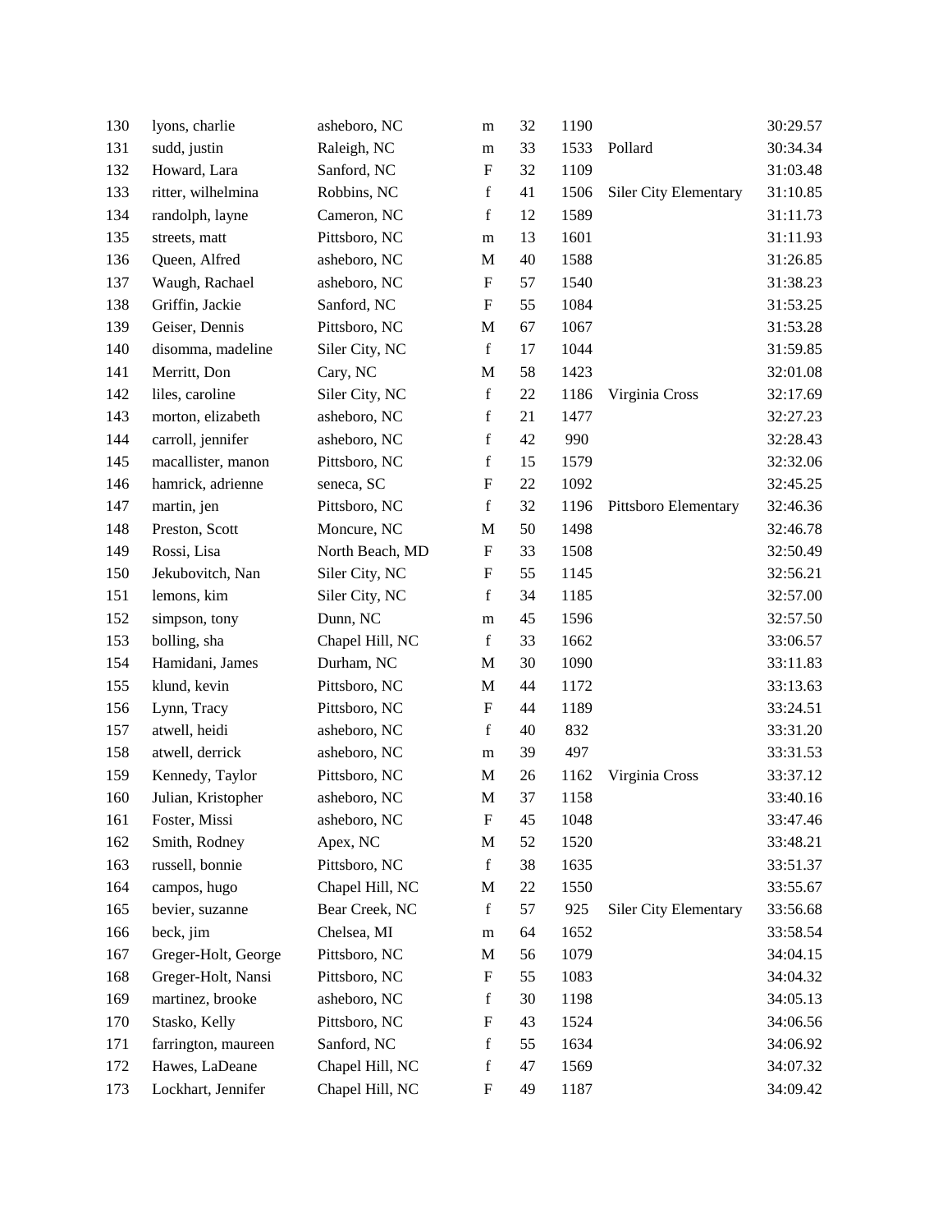| 130 | lyons, charlie | asheboro, NC | m | 32 | 1190 | | 30:29.57 |
|---|---|---|---|---|---|---|---|
| 131 | sudd, justin | Raleigh, NC | m | 33 | 1533 | Pollard | 30:34.34 |
| 132 | Howard, Lara | Sanford, NC | F | 32 | 1109 | | 31:03.48 |
| 133 | ritter, wilhelmina | Robbins, NC | f | 41 | 1506 | Siler City Elementary | 31:10.85 |
| 134 | randolph, layne | Cameron, NC | f | 12 | 1589 | | 31:11.73 |
| 135 | streets, matt | Pittsboro, NC | m | 13 | 1601 | | 31:11.93 |
| 136 | Queen, Alfred | asheboro, NC | M | 40 | 1588 | | 31:26.85 |
| 137 | Waugh, Rachael | asheboro, NC | F | 57 | 1540 | | 31:38.23 |
| 138 | Griffin, Jackie | Sanford, NC | F | 55 | 1084 | | 31:53.25 |
| 139 | Geiser, Dennis | Pittsboro, NC | M | 67 | 1067 | | 31:53.28 |
| 140 | disomma, madeline | Siler City, NC | f | 17 | 1044 | | 31:59.85 |
| 141 | Merritt, Don | Cary, NC | M | 58 | 1423 | | 32:01.08 |
| 142 | liles, caroline | Siler City, NC | f | 22 | 1186 | Virginia Cross | 32:17.69 |
| 143 | morton, elizabeth | asheboro, NC | f | 21 | 1477 | | 32:27.23 |
| 144 | carroll, jennifer | asheboro, NC | f | 42 | 990 | | 32:28.43 |
| 145 | macallister, manon | Pittsboro, NC | f | 15 | 1579 | | 32:32.06 |
| 146 | hamrick, adrienne | seneca, SC | F | 22 | 1092 | | 32:45.25 |
| 147 | martin, jen | Pittsboro, NC | f | 32 | 1196 | Pittsboro Elementary | 32:46.36 |
| 148 | Preston, Scott | Moncure, NC | M | 50 | 1498 | | 32:46.78 |
| 149 | Rossi, Lisa | North Beach, MD | F | 33 | 1508 | | 32:50.49 |
| 150 | Jekubovitch, Nan | Siler City, NC | F | 55 | 1145 | | 32:56.21 |
| 151 | lemons, kim | Siler City, NC | f | 34 | 1185 | | 32:57.00 |
| 152 | simpson, tony | Dunn, NC | m | 45 | 1596 | | 32:57.50 |
| 153 | bolling, sha | Chapel Hill, NC | f | 33 | 1662 | | 33:06.57 |
| 154 | Hamidani, James | Durham, NC | M | 30 | 1090 | | 33:11.83 |
| 155 | klund, kevin | Pittsboro, NC | M | 44 | 1172 | | 33:13.63 |
| 156 | Lynn, Tracy | Pittsboro, NC | F | 44 | 1189 | | 33:24.51 |
| 157 | atwell, heidi | asheboro, NC | f | 40 | 832 | | 33:31.20 |
| 158 | atwell, derrick | asheboro, NC | m | 39 | 497 | | 33:31.53 |
| 159 | Kennedy, Taylor | Pittsboro, NC | M | 26 | 1162 | Virginia Cross | 33:37.12 |
| 160 | Julian, Kristopher | asheboro, NC | M | 37 | 1158 | | 33:40.16 |
| 161 | Foster, Missi | asheboro, NC | F | 45 | 1048 | | 33:47.46 |
| 162 | Smith, Rodney | Apex, NC | M | 52 | 1520 | | 33:48.21 |
| 163 | russell, bonnie | Pittsboro, NC | f | 38 | 1635 | | 33:51.37 |
| 164 | campos, hugo | Chapel Hill, NC | M | 22 | 1550 | | 33:55.67 |
| 165 | bevier, suzanne | Bear Creek, NC | f | 57 | 925 | Siler City Elementary | 33:56.68 |
| 166 | beck, jim | Chelsea, MI | m | 64 | 1652 | | 33:58.54 |
| 167 | Greger-Holt, George | Pittsboro, NC | M | 56 | 1079 | | 34:04.15 |
| 168 | Greger-Holt, Nansi | Pittsboro, NC | F | 55 | 1083 | | 34:04.32 |
| 169 | martinez, brooke | asheboro, NC | f | 30 | 1198 | | 34:05.13 |
| 170 | Stasko, Kelly | Pittsboro, NC | F | 43 | 1524 | | 34:06.56 |
| 171 | farrington, maureen | Sanford, NC | f | 55 | 1634 | | 34:06.92 |
| 172 | Hawes, LaDeane | Chapel Hill, NC | f | 47 | 1569 | | 34:07.32 |
| 173 | Lockhart, Jennifer | Chapel Hill, NC | F | 49 | 1187 | | 34:09.42 |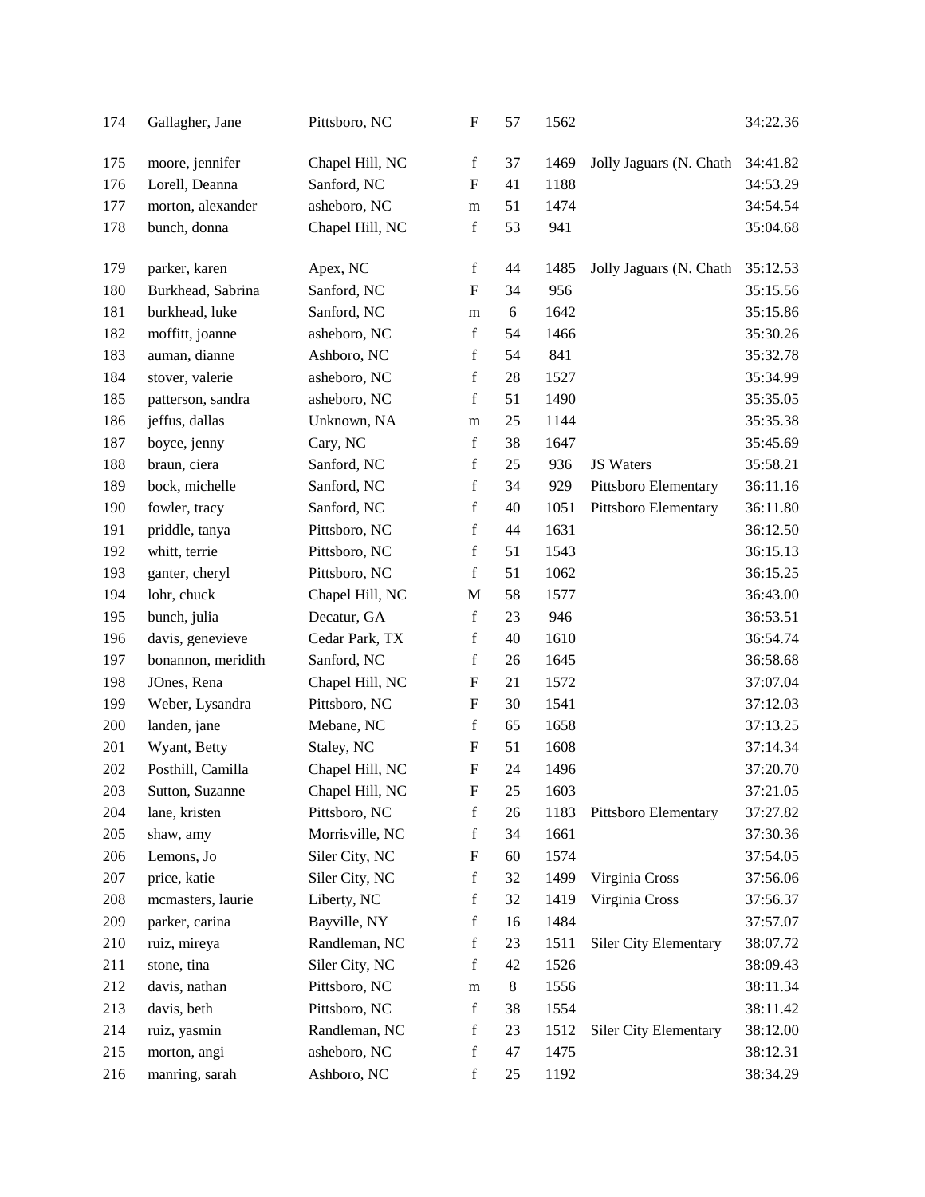| | | | | | | | |
|---|---|---|---|---|---|---|---|
| 174 | Gallagher, Jane | Pittsboro, NC | F | 57 | 1562 | | 34:22.36 |
| 175 | moore, jennifer | Chapel Hill, NC | f | 37 | 1469 | Jolly Jaguars (N. Chath | 34:41.82 |
| 176 | Lorell, Deanna | Sanford, NC | F | 41 | 1188 | | 34:53.29 |
| 177 | morton, alexander | asheboro, NC | m | 51 | 1474 | | 34:54.54 |
| 178 | bunch, donna | Chapel Hill, NC | f | 53 | 941 | | 35:04.68 |
| 179 | parker, karen | Apex, NC | f | 44 | 1485 | Jolly Jaguars (N. Chath | 35:12.53 |
| 180 | Burkhead, Sabrina | Sanford, NC | F | 34 | 956 | | 35:15.56 |
| 181 | burkhead, luke | Sanford, NC | m | 6 | 1642 | | 35:15.86 |
| 182 | moffitt, joanne | asheboro, NC | f | 54 | 1466 | | 35:30.26 |
| 183 | auman, dianne | Ashboro, NC | f | 54 | 841 | | 35:32.78 |
| 184 | stover, valerie | asheboro, NC | f | 28 | 1527 | | 35:34.99 |
| 185 | patterson, sandra | asheboro, NC | f | 51 | 1490 | | 35:35.05 |
| 186 | jeffus, dallas | Unknown, NA | m | 25 | 1144 | | 35:35.38 |
| 187 | boyce, jenny | Cary, NC | f | 38 | 1647 | | 35:45.69 |
| 188 | braun, ciera | Sanford, NC | f | 25 | 936 | JS Waters | 35:58.21 |
| 189 | bock, michelle | Sanford, NC | f | 34 | 929 | Pittsboro Elementary | 36:11.16 |
| 190 | fowler, tracy | Sanford, NC | f | 40 | 1051 | Pittsboro Elementary | 36:11.80 |
| 191 | priddle, tanya | Pittsboro, NC | f | 44 | 1631 | | 36:12.50 |
| 192 | whitt, terrie | Pittsboro, NC | f | 51 | 1543 | | 36:15.13 |
| 193 | ganter, cheryl | Pittsboro, NC | f | 51 | 1062 | | 36:15.25 |
| 194 | lohr, chuck | Chapel Hill, NC | M | 58 | 1577 | | 36:43.00 |
| 195 | bunch, julia | Decatur, GA | f | 23 | 946 | | 36:53.51 |
| 196 | davis, genevieve | Cedar Park, TX | f | 40 | 1610 | | 36:54.74 |
| 197 | bonannon, meridith | Sanford, NC | f | 26 | 1645 | | 36:58.68 |
| 198 | JOnes, Rena | Chapel Hill, NC | F | 21 | 1572 | | 37:07.04 |
| 199 | Weber, Lysandra | Pittsboro, NC | F | 30 | 1541 | | 37:12.03 |
| 200 | landen, jane | Mebane, NC | f | 65 | 1658 | | 37:13.25 |
| 201 | Wyant, Betty | Staley, NC | F | 51 | 1608 | | 37:14.34 |
| 202 | Posthill, Camilla | Chapel Hill, NC | F | 24 | 1496 | | 37:20.70 |
| 203 | Sutton, Suzanne | Chapel Hill, NC | F | 25 | 1603 | | 37:21.05 |
| 204 | lane, kristen | Pittsboro, NC | f | 26 | 1183 | Pittsboro Elementary | 37:27.82 |
| 205 | shaw, amy | Morrisville, NC | f | 34 | 1661 | | 37:30.36 |
| 206 | Lemons, Jo | Siler City, NC | F | 60 | 1574 | | 37:54.05 |
| 207 | price, katie | Siler City, NC | f | 32 | 1499 | Virginia Cross | 37:56.06 |
| 208 | mcmasters, laurie | Liberty, NC | f | 32 | 1419 | Virginia Cross | 37:56.37 |
| 209 | parker, carina | Bayville, NY | f | 16 | 1484 | | 37:57.07 |
| 210 | ruiz, mireya | Randleman, NC | f | 23 | 1511 | Siler City Elementary | 38:07.72 |
| 211 | stone, tina | Siler City, NC | f | 42 | 1526 | | 38:09.43 |
| 212 | davis, nathan | Pittsboro, NC | m | 8 | 1556 | | 38:11.34 |
| 213 | davis, beth | Pittsboro, NC | f | 38 | 1554 | | 38:11.42 |
| 214 | ruiz, yasmin | Randleman, NC | f | 23 | 1512 | Siler City Elementary | 38:12.00 |
| 215 | morton, angi | asheboro, NC | f | 47 | 1475 | | 38:12.31 |
| 216 | manring, sarah | Ashboro, NC | f | 25 | 1192 | | 38:34.29 |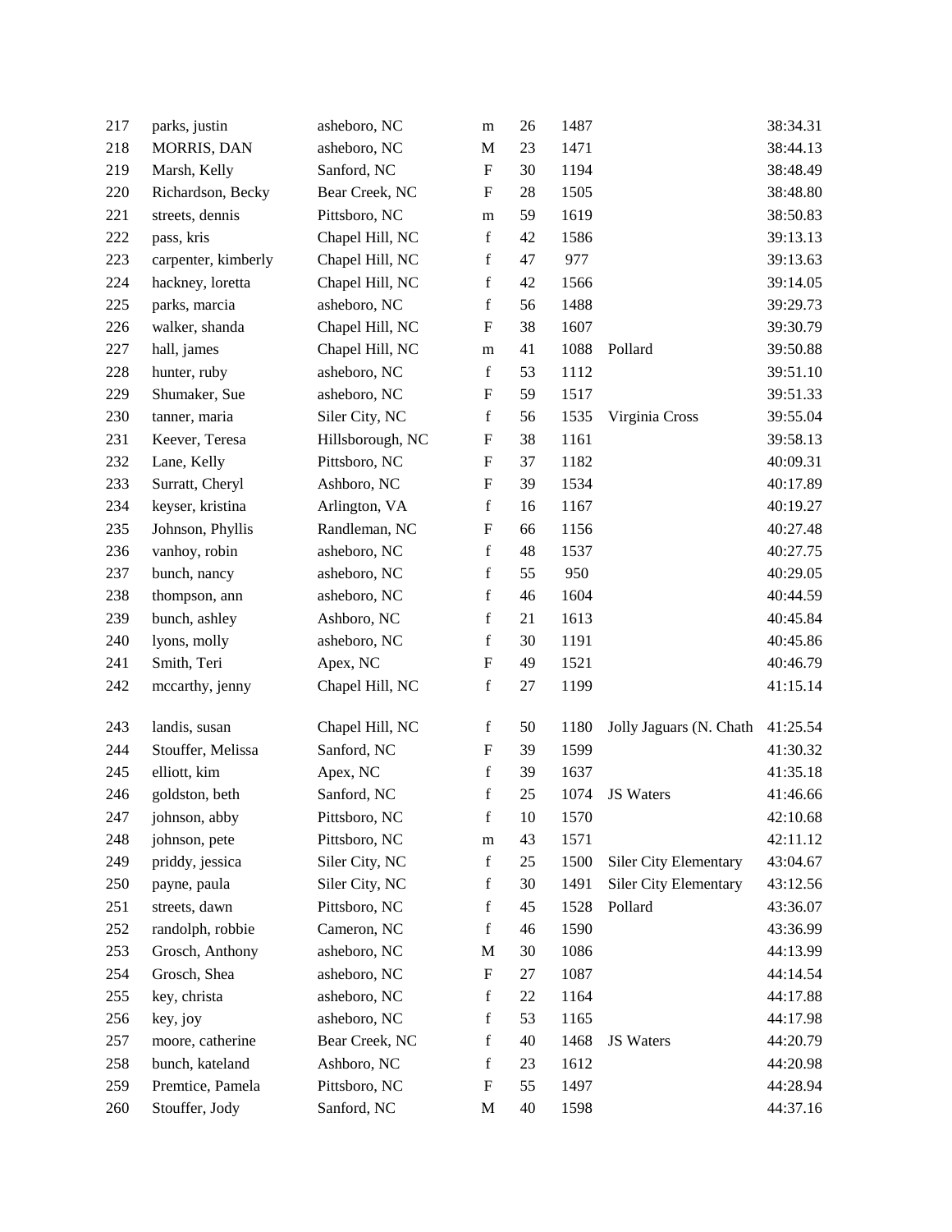| | | | | | | | |
|---|---|---|---|---|---|---|---|
| 217 | parks, justin | asheboro, NC | m | 26 | 1487 | | 38:34.31 |
| 218 | MORRIS, DAN | asheboro, NC | M | 23 | 1471 | | 38:44.13 |
| 219 | Marsh, Kelly | Sanford, NC | F | 30 | 1194 | | 38:48.49 |
| 220 | Richardson, Becky | Bear Creek, NC | F | 28 | 1505 | | 38:48.80 |
| 221 | streets, dennis | Pittsboro, NC | m | 59 | 1619 | | 38:50.83 |
| 222 | pass, kris | Chapel Hill, NC | f | 42 | 1586 | | 39:13.13 |
| 223 | carpenter, kimberly | Chapel Hill, NC | f | 47 | 977 | | 39:13.63 |
| 224 | hackney, loretta | Chapel Hill, NC | f | 42 | 1566 | | 39:14.05 |
| 225 | parks, marcia | asheboro, NC | f | 56 | 1488 | | 39:29.73 |
| 226 | walker, shanda | Chapel Hill, NC | F | 38 | 1607 | | 39:30.79 |
| 227 | hall, james | Chapel Hill, NC | m | 41 | 1088 | Pollard | 39:50.88 |
| 228 | hunter, ruby | asheboro, NC | f | 53 | 1112 | | 39:51.10 |
| 229 | Shumaker, Sue | asheboro, NC | F | 59 | 1517 | | 39:51.33 |
| 230 | tanner, maria | Siler City, NC | f | 56 | 1535 | Virginia Cross | 39:55.04 |
| 231 | Keever, Teresa | Hillsborough, NC | F | 38 | 1161 | | 39:58.13 |
| 232 | Lane, Kelly | Pittsboro, NC | F | 37 | 1182 | | 40:09.31 |
| 233 | Surratt, Cheryl | Ashboro, NC | F | 39 | 1534 | | 40:17.89 |
| 234 | keyser, kristina | Arlington, VA | f | 16 | 1167 | | 40:19.27 |
| 235 | Johnson, Phyllis | Randleman, NC | F | 66 | 1156 | | 40:27.48 |
| 236 | vanhoy, robin | asheboro, NC | f | 48 | 1537 | | 40:27.75 |
| 237 | bunch, nancy | asheboro, NC | f | 55 | 950 | | 40:29.05 |
| 238 | thompson, ann | asheboro, NC | f | 46 | 1604 | | 40:44.59 |
| 239 | bunch, ashley | Ashboro, NC | f | 21 | 1613 | | 40:45.84 |
| 240 | lyons, molly | asheboro, NC | f | 30 | 1191 | | 40:45.86 |
| 241 | Smith, Teri | Apex, NC | F | 49 | 1521 | | 40:46.79 |
| 242 | mccarthy, jenny | Chapel Hill, NC | f | 27 | 1199 | | 41:15.14 |
| 243 | landis, susan | Chapel Hill, NC | f | 50 | 1180 | Jolly Jaguars (N. Chath | 41:25.54 |
| 244 | Stouffer, Melissa | Sanford, NC | F | 39 | 1599 | | 41:30.32 |
| 245 | elliott, kim | Apex, NC | f | 39 | 1637 | | 41:35.18 |
| 246 | goldston, beth | Sanford, NC | f | 25 | 1074 | JS Waters | 41:46.66 |
| 247 | johnson, abby | Pittsboro, NC | f | 10 | 1570 | | 42:10.68 |
| 248 | johnson, pete | Pittsboro, NC | m | 43 | 1571 | | 42:11.12 |
| 249 | priddy, jessica | Siler City, NC | f | 25 | 1500 | Siler City Elementary | 43:04.67 |
| 250 | payne, paula | Siler City, NC | f | 30 | 1491 | Siler City Elementary | 43:12.56 |
| 251 | streets, dawn | Pittsboro, NC | f | 45 | 1528 | Pollard | 43:36.07 |
| 252 | randolph, robbie | Cameron, NC | f | 46 | 1590 | | 43:36.99 |
| 253 | Grosch, Anthony | asheboro, NC | M | 30 | 1086 | | 44:13.99 |
| 254 | Grosch, Shea | asheboro, NC | F | 27 | 1087 | | 44:14.54 |
| 255 | key, christa | asheboro, NC | f | 22 | 1164 | | 44:17.88 |
| 256 | key, joy | asheboro, NC | f | 53 | 1165 | | 44:17.98 |
| 257 | moore, catherine | Bear Creek, NC | f | 40 | 1468 | JS Waters | 44:20.79 |
| 258 | bunch, kateland | Ashboro, NC | f | 23 | 1612 | | 44:20.98 |
| 259 | Premtice, Pamela | Pittsboro, NC | F | 55 | 1497 | | 44:28.94 |
| 260 | Stouffer, Jody | Sanford, NC | M | 40 | 1598 | | 44:37.16 |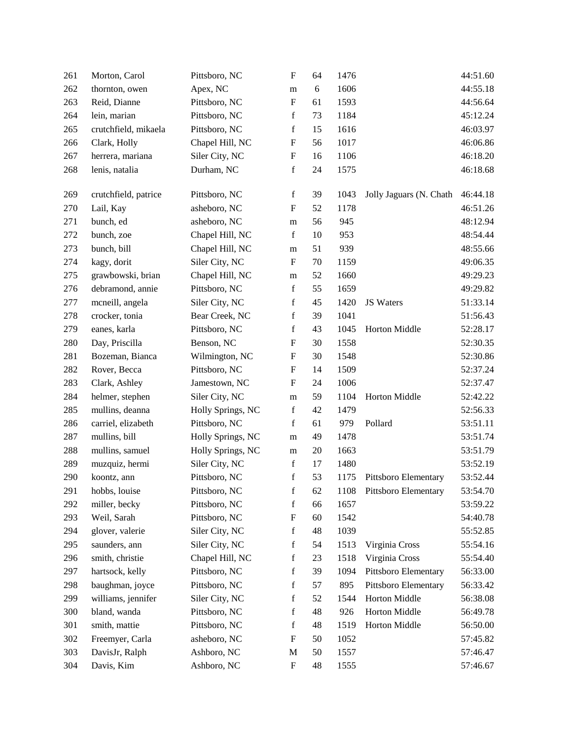| | | | | | | | |
|---|---|---|---|---|---|---|---|
| 261 | Morton, Carol | Pittsboro, NC | F | 64 | 1476 | | 44:51.60 |
| 262 | thornton, owen | Apex, NC | m | 6 | 1606 | | 44:55.18 |
| 263 | Reid, Dianne | Pittsboro, NC | F | 61 | 1593 | | 44:56.64 |
| 264 | lein, marian | Pittsboro, NC | f | 73 | 1184 | | 45:12.24 |
| 265 | crutchfield, mikaela | Pittsboro, NC | f | 15 | 1616 | | 46:03.97 |
| 266 | Clark, Holly | Chapel Hill, NC | F | 56 | 1017 | | 46:06.86 |
| 267 | herrera, mariana | Siler City, NC | F | 16 | 1106 | | 46:18.20 |
| 268 | lenis, natalia | Durham, NC | f | 24 | 1575 | | 46:18.68 |
| 269 | crutchfield, patrice | Pittsboro, NC | f | 39 | 1043 | Jolly Jaguars (N. Chath | 46:44.18 |
| 270 | Lail, Kay | asheboro, NC | F | 52 | 1178 | | 46:51.26 |
| 271 | bunch, ed | asheboro, NC | m | 56 | 945 | | 48:12.94 |
| 272 | bunch, zoe | Chapel Hill, NC | f | 10 | 953 | | 48:54.44 |
| 273 | bunch, bill | Chapel Hill, NC | m | 51 | 939 | | 48:55.66 |
| 274 | kagy, dorit | Siler City, NC | F | 70 | 1159 | | 49:06.35 |
| 275 | grawbowski, brian | Chapel Hill, NC | m | 52 | 1660 | | 49:29.23 |
| 276 | debramond, annie | Pittsboro, NC | f | 55 | 1659 | | 49:29.82 |
| 277 | mcneill, angela | Siler City, NC | f | 45 | 1420 | JS Waters | 51:33.14 |
| 278 | crocker, tonia | Bear Creek, NC | f | 39 | 1041 | | 51:56.43 |
| 279 | eanes, karla | Pittsboro, NC | f | 43 | 1045 | Horton Middle | 52:28.17 |
| 280 | Day, Priscilla | Benson, NC | F | 30 | 1558 | | 52:30.35 |
| 281 | Bozeman, Bianca | Wilmington, NC | F | 30 | 1548 | | 52:30.86 |
| 282 | Rover, Becca | Pittsboro, NC | F | 14 | 1509 | | 52:37.24 |
| 283 | Clark, Ashley | Jamestown, NC | F | 24 | 1006 | | 52:37.47 |
| 284 | helmer, stephen | Siler City, NC | m | 59 | 1104 | Horton Middle | 52:42.22 |
| 285 | mullins, deanna | Holly Springs, NC | f | 42 | 1479 | | 52:56.33 |
| 286 | carriel, elizabeth | Pittsboro, NC | f | 61 | 979 | Pollard | 53:51.11 |
| 287 | mullins, bill | Holly Springs, NC | m | 49 | 1478 | | 53:51.74 |
| 288 | mullins, samuel | Holly Springs, NC | m | 20 | 1663 | | 53:51.79 |
| 289 | muzquiz, hermi | Siler City, NC | f | 17 | 1480 | | 53:52.19 |
| 290 | koontz, ann | Pittsboro, NC | f | 53 | 1175 | Pittsboro Elementary | 53:52.44 |
| 291 | hobbs, louise | Pittsboro, NC | f | 62 | 1108 | Pittsboro Elementary | 53:54.70 |
| 292 | miller, becky | Pittsboro, NC | f | 66 | 1657 | | 53:59.22 |
| 293 | Weil, Sarah | Pittsboro, NC | F | 60 | 1542 | | 54:40.78 |
| 294 | glover, valerie | Siler City, NC | f | 48 | 1039 | | 55:52.85 |
| 295 | saunders, ann | Siler City, NC | f | 54 | 1513 | Virginia Cross | 55:54.16 |
| 296 | smith, christie | Chapel Hill, NC | f | 23 | 1518 | Virginia Cross | 55:54.40 |
| 297 | hartsock, kelly | Pittsboro, NC | f | 39 | 1094 | Pittsboro Elementary | 56:33.00 |
| 298 | baughman, joyce | Pittsboro, NC | f | 57 | 895 | Pittsboro Elementary | 56:33.42 |
| 299 | williams, jennifer | Siler City, NC | f | 52 | 1544 | Horton Middle | 56:38.08 |
| 300 | bland, wanda | Pittsboro, NC | f | 48 | 926 | Horton Middle | 56:49.78 |
| 301 | smith, mattie | Pittsboro, NC | f | 48 | 1519 | Horton Middle | 56:50.00 |
| 302 | Freemyer, Carla | asheboro, NC | F | 50 | 1052 | | 57:45.82 |
| 303 | DavisJr, Ralph | Ashboro, NC | M | 50 | 1557 | | 57:46.47 |
| 304 | Davis, Kim | Ashboro, NC | F | 48 | 1555 | | 57:46.67 |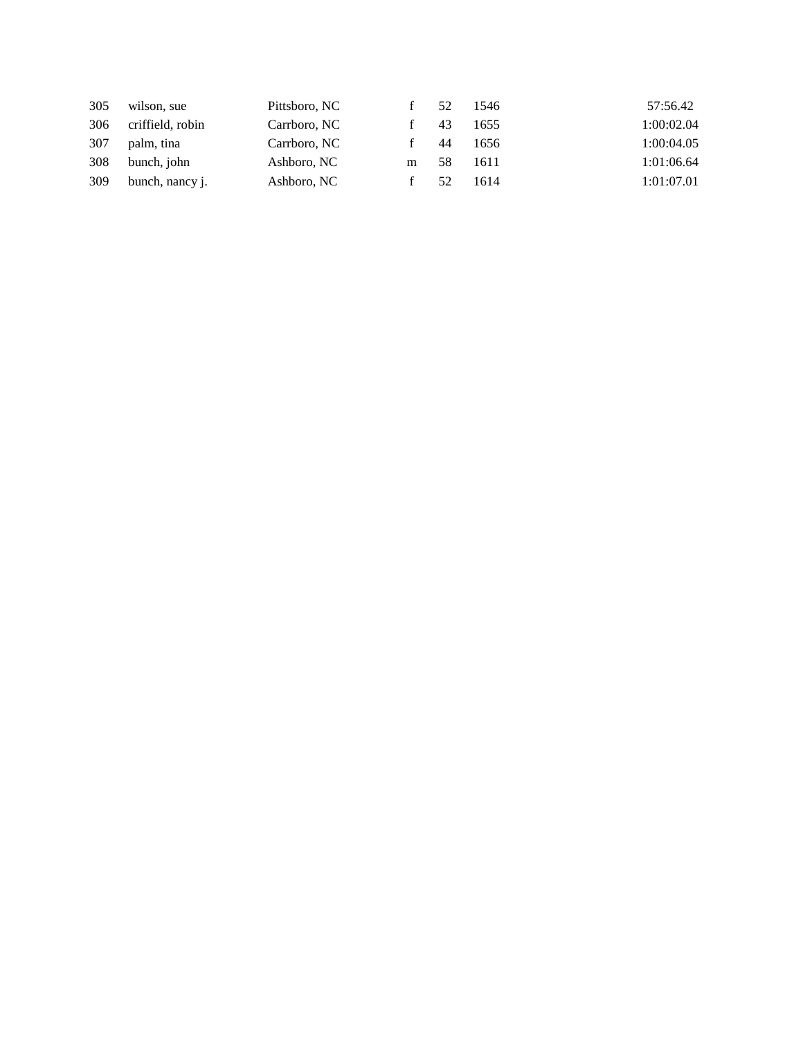| | | | | | | |
|---|---|---|---|---|---|---|
| 305 | wilson, sue | Pittsboro, NC | f | 52 | 1546 | 57:56.42 |
| 306 | criffield, robin | Carrboro, NC | f | 43 | 1655 | 1:00:02.04 |
| 307 | palm, tina | Carrboro, NC | f | 44 | 1656 | 1:00:04.05 |
| 308 | bunch, john | Ashboro, NC | m | 58 | 1611 | 1:01:06.64 |
| 309 | bunch, nancy j. | Ashboro, NC | f | 52 | 1614 | 1:01:07.01 |